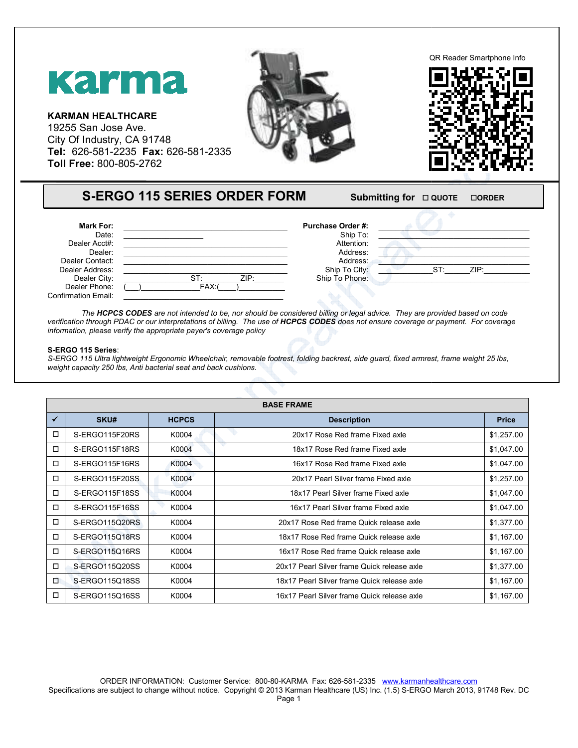# karma

**KARMAN HEALTHCARE**
19255 San Jose Ave.
City Of Industry, CA 91748
**Tel:** 626-581-2235 **Fax:** 626-581-2335
**Toll Free:** 800-805-2762

QR Reader Smartphone Info

## S-ERGO 115 SERIES ORDER FORM

**Submitting for** ☐ **QUOTE** ☐**ORDER**

**Mark For:** ______________________
Date: ______________
Dealer Acct#: ______________________
Dealer: ______________________
Dealer Contact: ______________________
Dealer Address: ______________________
Dealer City: ______________ST:________ZIP:________
Dealer Phone: (___)______________FAX:(____)____________
Confirmation Email: ______________________

**Purchase Order #:** ______________________
Ship To: ______________________
Attention: ______________________
Address: ______________________
Address: ______________________
Ship To City: ____________ST:______ZIP:____________
Ship To Phone: ______________________

*The **HCPCS CODES** are not intended to be, nor should be considered billing or legal advice. They are provided based on code verification through PDAC or our interpretations of billing. The use of **HCPCS CODES** does not ensure coverage or payment. For coverage information, please verify the appropriate payer's coverage policy*

**S-ERGO 115 Series**:
*S-ERGO 115 Ultra lightweight Ergonomic Wheelchair, removable footrest, folding backrest, side guard, fixed armrest, frame weight 25 lbs, weight capacity 250 lbs, Anti bacterial seat and back cushions.*

| BASE FRAME | | | | |
|---|---|---|---|---|
| ✔ | SKU# | HCPCS | Description | Price |
| ☐ | S-ERGO115F20RS | K0004 | 20x17 Rose Red frame Fixed axle | $1,257.00 |
| ☐ | S-ERGO115F18RS | K0004 | 18x17 Rose Red frame Fixed axle | $1,047.00 |
| ☐ | S-ERGO115F16RS | K0004 | 16x17 Rose Red frame Fixed axle | $1,047.00 |
| ☐ | S-ERGO115F20SS | K0004 | 20x17 Pearl Silver frame Fixed axle | $1,257.00 |
| ☐ | S-ERGO115F18SS | K0004 | 18x17 Pearl Silver frame Fixed axle | $1,047.00 |
| ☐ | S-ERGO115F16SS | K0004 | 16x17 Pearl Silver frame Fixed axle | $1,047.00 |
| ☐ | S-ERGO115Q20RS | K0004 | 20x17 Rose Red frame Quick release axle | $1,377.00 |
| ☐ | S-ERGO115Q18RS | K0004 | 18x17 Rose Red frame Quick release axle | $1,167.00 |
| ☐ | S-ERGO115Q16RS | K0004 | 16x17 Rose Red frame Quick release axle | $1,167.00 |
| ☐ | S-ERGO115Q20SS | K0004 | 20x17 Pearl Silver frame Quick release axle | $1,377.00 |
| ☐ | S-ERGO115Q18SS | K0004 | 18x17 Pearl Silver frame Quick release axle | $1,167.00 |
| ☐ | S-ERGO115Q16SS | K0004 | 16x17 Pearl Silver frame Quick release axle | $1,167.00 |

ORDER INFORMATION: Customer Service: 800-80-KARMA Fax: 626-581-2335 www.karmanhealthcare.com
Specifications are subject to change without notice. Copyright © 2013 Karman Healthcare (US) Inc. (1.5) S-ERGO March 2013, 91748 Rev. DC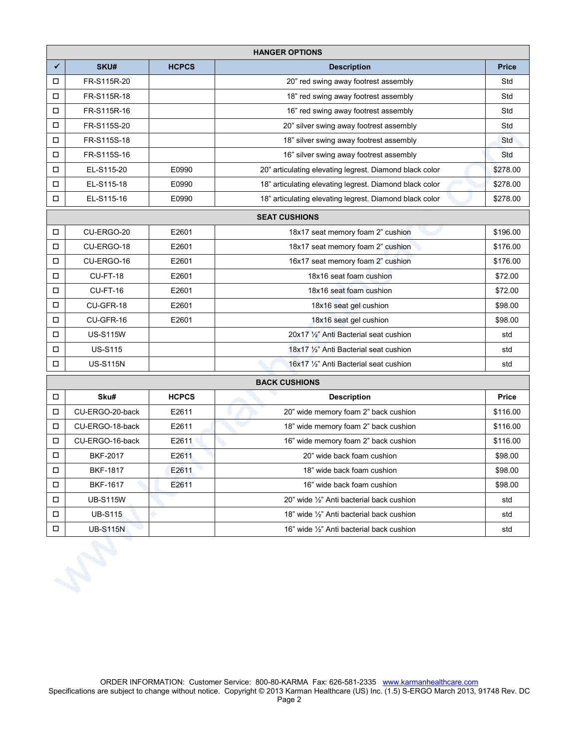| ✔ | SKU# | HCPCS | Description | Price |
|---|---|---|---|---|
| **HANGER OPTIONS** | | | | |
| ☐ | FR-S115R-20 | | 20" red swing away footrest assembly | Std |
| ☐ | FR-S115R-18 | | 18" red swing away footrest assembly | Std |
| ☐ | FR-S115R-16 | | 16" red swing away footrest assembly | Std |
| ☐ | FR-S115S-20 | | 20" silver swing away footrest assembly | Std |
| ☐ | FR-S115S-18 | | 18" silver swing away footrest assembly | Std |
| ☐ | FR-S115S-16 | | 16" silver swing away footrest assembly | Std |
| ☐ | EL-S115-20 | E0990 | 20" articulating elevating legrest. Diamond black color | $278.00 |
| ☐ | EL-S115-18 | E0990 | 18" articulating elevating legrest. Diamond black color | $278.00 |
| ☐ | EL-S115-16 | E0990 | 18" articulating elevating legrest. Diamond black color | $278.00 |
| **SEAT CUSHIONS** | | | | |
| ☐ | CU-ERGO-20 | E2601 | 18x17 seat memory foam 2" cushion | $196.00 |
| ☐ | CU-ERGO-18 | E2601 | 18x17 seat memory foam 2" cushion | $176.00 |
| ☐ | CU-ERGO-16 | E2601 | 16x17 seat memory foam 2" cushion | $176.00 |
| ☐ | CU-FT-18 | E2601 | 18x16 seat foam cushion | $72.00 |
| ☐ | CU-FT-16 | E2601 | 18x16 seat foam cushion | $72.00 |
| ☐ | CU-GFR-18 | E2601 | 18x16 seat gel cushion | $98.00 |
| ☐ | CU-GFR-16 | E2601 | 18x16 seat gel cushion | $98.00 |
| ☐ | US-S115W | | 20x17 ½" Anti Bacterial seat cushion | std |
| ☐ | US-S115 | | 18x17 ½" Anti Bacterial seat cushion | std |
| ☐ | US-S115N | | 16x17 ½" Anti Bacterial seat cushion | std |
| **BACK CUSHIONS** | | | | |
| ☐ | **Sku#** | **HCPCS** | **Description** | **Price** |
| ☐ | CU-ERGO-20-back | E2611 | 20" wide memory foam 2" back cushion | $116.00 |
| ☐ | CU-ERGO-18-back | E2611 | 18" wide memory foam 2" back cushion | $116.00 |
| ☐ | CU-ERGO-16-back | E2611 | 16" wide memory foam 2" back cushion | $116.00 |
| ☐ | BKF-2017 | E2611 | 20" wide back foam cushion | $98.00 |
| ☐ | BKF-1817 | E2611 | 18" wide back foam cushion | $98.00 |
| ☐ | BKF-1617 | E2611 | 16" wide back foam cushion | $98.00 |
| ☐ | UB-S115W | | 20" wide ½" Anti bacterial back cushion | std |
| ☐ | UB-S115 | | 18" wide ½" Anti bacterial back cushion | std |
| ☐ | UB-S115N | | 16" wide ½" Anti bacterial back cushion | std |

ORDER INFORMATION: Customer Service: 800-80-KARMA Fax: 626-581-2335 www.karmanhealthcare.com
Specifications are subject to change without notice. Copyright © 2013 Karman Healthcare (US) Inc. (1.5) S-ERGO March 2013, 91748 Rev. DC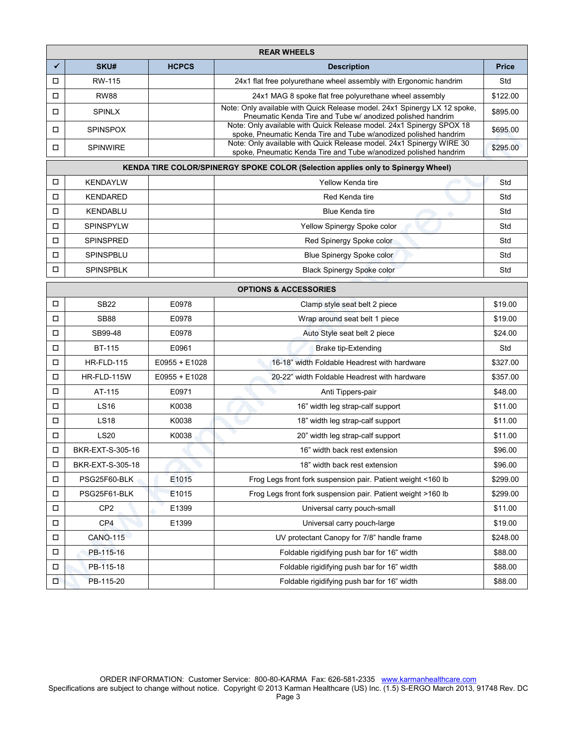| REAR WHEELS | | | | |
|---|---|---|---|---|
| ✔ | SKU# | HCPCS | Description | Price |
| ☐ | RW-115 | | 24x1 flat free polyurethane wheel assembly with Ergonomic handrim | Std |
| ☐ | RW88 | | 24x1 MAG 8 spoke flat free polyurethane wheel assembly | $122.00 |
| ☐ | SPINLX | | Note: Only available with Quick Release model. 24x1 Spinergy LX 12 spoke, Pneumatic Kenda Tire and Tube w/ anodized polished handrim | $895.00 |
| ☐ | SPINSPOX | | Note: Only available with Quick Release model. 24x1 Spinergy SPOX 18 spoke, Pneumatic Kenda Tire and Tube w/anodized polished handrim | $695.00 |
| ☐ | SPINWIRE | | Note: Only available with Quick Release model. 24x1 Spinergy WIRE 30 spoke, Pneumatic Kenda Tire and Tube w/anodized polished handrim | $295.00 |

| KENDA TIRE COLOR/SPINERGY SPOKE COLOR (Selection applies only to Spinergy Wheel) | | | | |
|---|---|---|---|---|
| ☐ | KENDAYLW | | Yellow Kenda tire | Std |
| ☐ | KENDARED | | Red Kenda tire | Std |
| ☐ | KENDABLU | | Blue Kenda tire | Std |
| ☐ | SPINSPYLW | | Yellow Spinergy Spoke color | Std |
| ☐ | SPINSPRED | | Red Spinergy Spoke color | Std |
| ☐ | SPINSPBLU | | Blue Spinergy Spoke color | Std |
| ☐ | SPINSPBLK | | Black Spinergy Spoke color | Std |

| OPTIONS & ACCESSORIES | | | | |
|---|---|---|---|---|
| ☐ | SB22 | E0978 | Clamp style seat belt 2 piece | $19.00 |
| ☐ | SB88 | E0978 | Wrap around seat belt 1 piece | $19.00 |
| ☐ | SB99-48 | E0978 | Auto Style seat belt 2 piece | $24.00 |
| ☐ | BT-115 | E0961 | Brake tip-Extending | Std |
| ☐ | HR-FLD-115 | E0955 + E1028 | 16-18" width Foldable Headrest with hardware | $327.00 |
| ☐ | HR-FLD-115W | E0955 + E1028 | 20-22" width Foldable Headrest with hardware | $357.00 |
| ☐ | AT-115 | E0971 | Anti Tippers-pair | $48.00 |
| ☐ | LS16 | K0038 | 16" width leg strap-calf support | $11.00 |
| ☐ | LS18 | K0038 | 18" width leg strap-calf support | $11.00 |
| ☐ | LS20 | K0038 | 20" width leg strap-calf support | $11.00 |
| ☐ | BKR-EXT-S-305-16 | | 16" width back rest extension | $96.00 |
| ☐ | BKR-EXT-S-305-18 | | 18" width back rest extension | $96.00 |
| ☐ | PSG25F60-BLK | E1015 | Frog Legs front fork suspension pair. Patient weight <160 lb | $299.00 |
| ☐ | PSG25F61-BLK | E1015 | Frog Legs front fork suspension pair. Patient weight >160 lb | $299.00 |
| ☐ | CP2 | E1399 | Universal carry pouch-small | $11.00 |
| ☐ | CP4 | E1399 | Universal carry pouch-large | $19.00 |
| ☐ | CANO-115 | | UV protectant Canopy for 7/8" handle frame | $248.00 |
| ☐ | PB-115-16 | | Foldable rigidifying push bar for 16" width | $88.00 |
| ☐ | PB-115-18 | | Foldable rigidifying push bar for 16" width | $88.00 |
| ☐ | PB-115-20 | | Foldable rigidifying push bar for 16" width | $88.00 |

ORDER INFORMATION: Customer Service: 800-80-KARMA Fax: 626-581-2335 www.karmanhealthcare.com
Specifications are subject to change without notice. Copyright © 2013 Karman Healthcare (US) Inc. (1.5) S-ERGO March 2013, 91748 Rev. DC